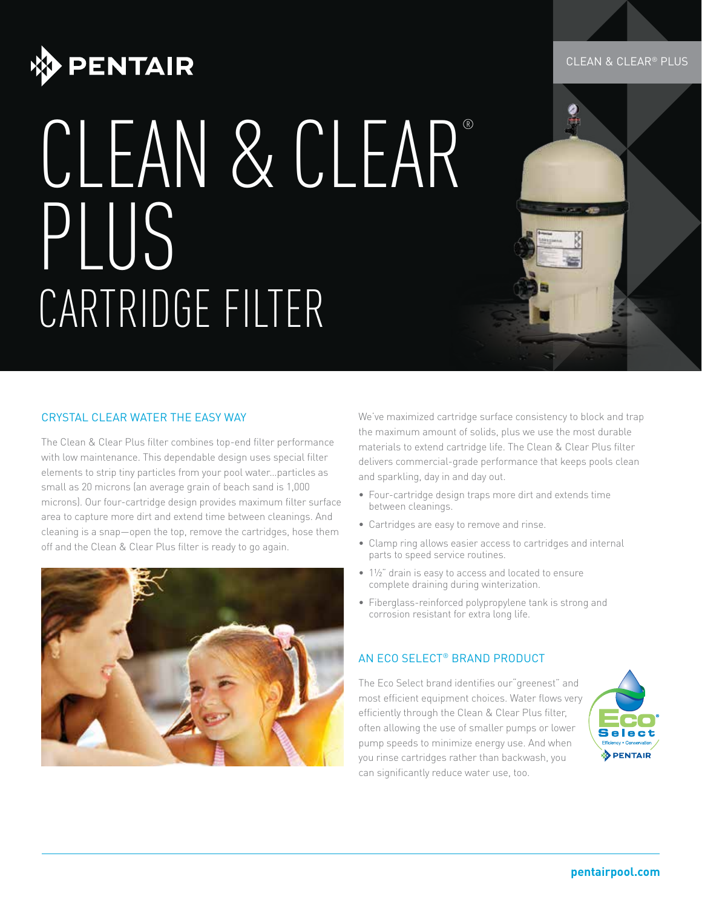# CLEAN & CLEAR® PLUS CARTRIDGE FILTER

## CRYSTAL CLEAR WATER THE EASY WAY

The Clean & Clear Plus filter combines top-end filter performance with low maintenance. This dependable design uses special filter elements to strip tiny particles from your pool water...particles as small as 20 microns (an average grain of beach sand is 1,000 microns). Our four-cartridge design provides maximum filter surface area to capture more dirt and extend time between cleanings. And cleaning is a snap—open the top, remove the cartridges, hose them off and the Clean & Clear Plus filter is ready to go again.

We've maximized cartridge surface consistency to block and trap the maximum amount of solids, plus we use the most durable materials to extend cartridge life. The Clean & Clear Plus filter delivers commercial-grade performance that keeps pools clean and sparkling, day in and day out.

- Four-cartridge design traps more dirt and extends time between cleanings.
- Cartridges are easy to remove and rinse.
- Clamp ring allows easier access to cartridges and internal parts to speed service routines.
- 1½" drain is easy to access and located to ensure complete draining during winterization.
- Fiberglass-reinforced polypropylene tank is strong and corrosion resistant for extra long life.

## AN ECO SELECT® BRAND PRODUCT

The Eco Select brand identifies our "greenest" and most efficient equipment choices. Water flows very efficiently through the Clean & Clear Plus filter, often allowing the use of smaller pumps or lower pump speeds to minimize energy use. And when you rinse cartridges rather than backwash, you can significantly reduce water use, too.

pentairpool.com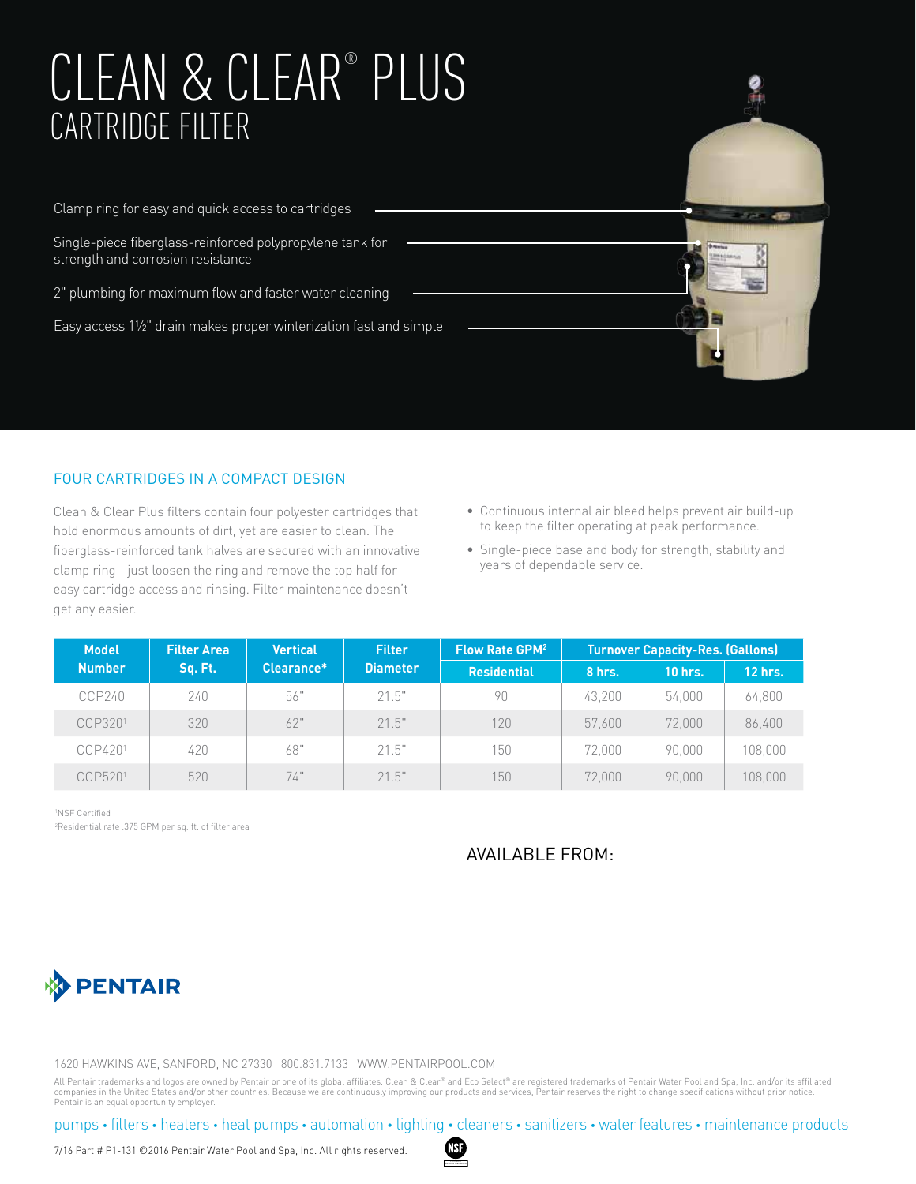# CLEAN & CLEAR® PLUS

## CARTRIDGE FILTER

- Clamp ring for easy and quick access to cartridges
- Single-piece fiberglass-reinforced polypropylene tank for strength and corrosion resistance
- 2" plumbing for maximum flow and faster water cleaning
- Easy access 1½" drain makes proper winterization fast and simple

## FOUR CARTRIDGES IN A COMPACT DESIGN

Clean & Clear Plus filters contain four polyester cartridges that hold enormous amounts of dirt, yet are easier to clean. The fiberglass-reinforced tank halves are secured with an innovative clamp ring—just loosen the ring and remove the top half for easy cartridge access and rinsing. Filter maintenance doesn't get any easier.

- Continuous internal air bleed helps prevent air build-up to keep the filter operating at peak performance.
- Single-piece base and body for strength, stability and years of dependable service.

| Model Number | Filter Area Sq. Ft. | Vertical Clearance* | Filter Diameter | Flow Rate GPM[2] | Turnover Capacity-Res. (Gallons) | | |
|---|---|---|---|---|---|---|---|
| | | | | Residential | 8 hrs. | 10 hrs. | 12 hrs. |
| CCP240 | 240 | 56" | 21.5" | 90 | 43,200 | 54,000 | 64,800 |
| CCP320[1] | 320 | 62" | 21.5" | 120 | 57,600 | 72,000 | 86,400 |
| CCP420[1] | 420 | 68" | 21.5" | 150 | 72,000 | 90,000 | 108,000 |
| CCP520[1] | 520 | 74" | 21.5" | 150 | 72,000 | 90,000 | 108,000 |

[1]NSF Certified
[2]Residential rate .375 GPM per sq. ft. of filter area

AVAILABLE FROM:

PENTAIR

1620 HAWKINS AVE, SANFORD, NC 27330 800.831.7133 WWW.PENTAIRPOOL.COM

All Pentair trademarks and logos are owned by Pentair or one of its global affiliates. Clean & Clear® and Eco Select® are registered trademarks of Pentair Water Pool and Spa, Inc. and/or its affiliated companies in the United States and/or other countries. Because we are continuously improving our products and services, Pentair reserves the right to change specifications without prior notice. Pentair is an equal opportunity employer.

pumps • filters • heaters • heat pumps • automation • lighting • cleaners • sanitizers • water features • maintenance products

7/16 Part # P1-131 ©2016 Pentair Water Pool and Spa, Inc. All rights reserved.